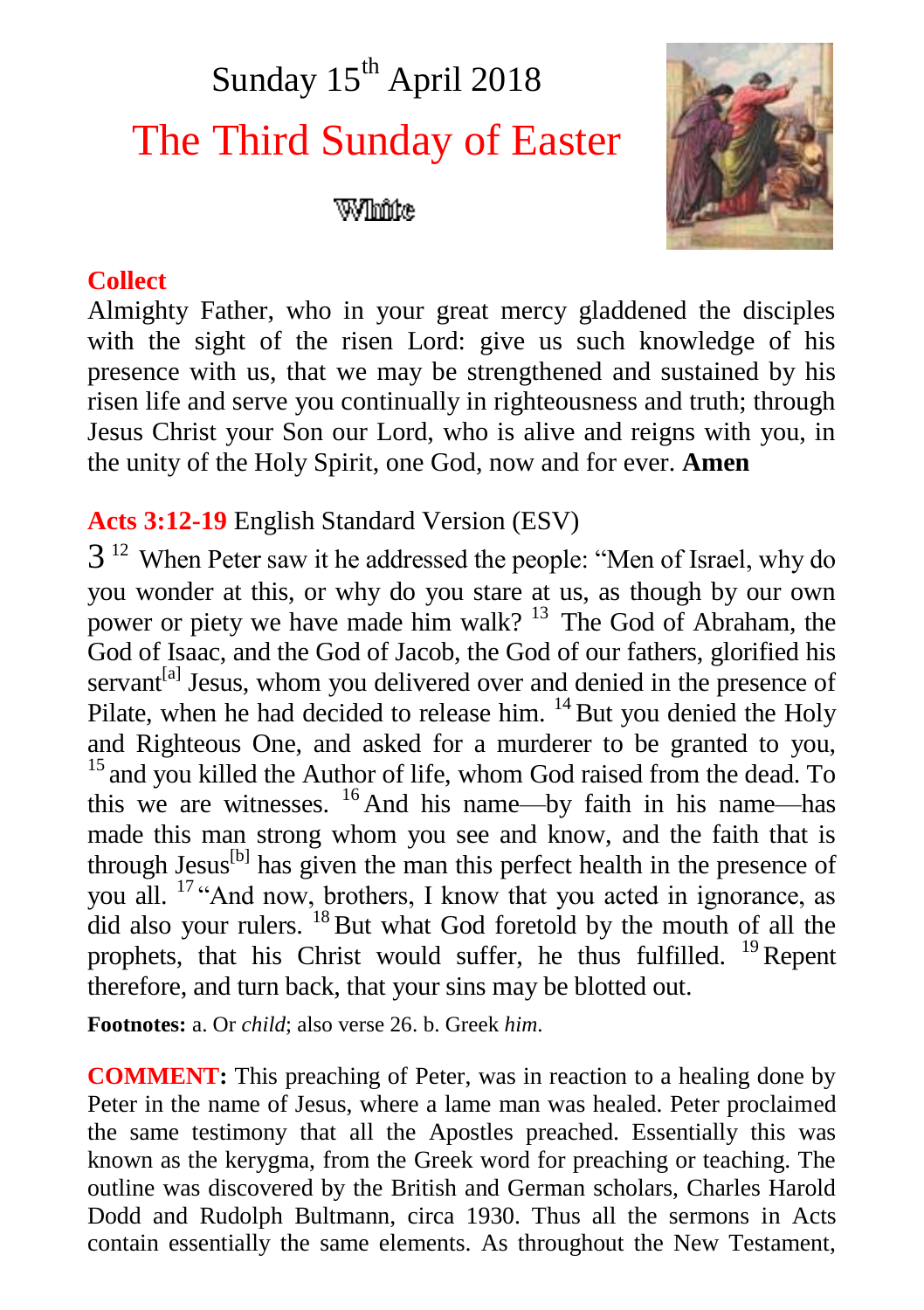# Sunday 15th April 2018

## The Third Sunday of Easter

White

**Collect**

Almighty Father, who in your great mercy gladdened the disciples with the sight of the risen Lord: give us such knowledge of his presence with us, that we may be strengthened and sustained by his risen life and serve you continually in righteousness and truth; through Jesus Christ your Son our Lord, who is alive and reigns with you, in the unity of the Holy Spirit, one God, now and for ever. **Amen**

**Acts 3:12-19** English Standard Version (ESV)

3 [12] When Peter saw it he addressed the people: "Men of Israel, why do you wonder at this, or why do you stare at us, as though by our own power or piety we have made him walk? [13] The God of Abraham, the God of Isaac, and the God of Jacob, the God of our fathers, glorified his servant[a] Jesus, whom you delivered over and denied in the presence of Pilate, when he had decided to release him. [14] But you denied the Holy and Righteous One, and asked for a murderer to be granted to you, [15] and you killed the Author of life, whom God raised from the dead. To this we are witnesses. [16] And his name—by faith in his name—has made this man strong whom you see and know, and the faith that is through Jesus[b] has given the man this perfect health in the presence of you all. [17] "And now, brothers, I know that you acted in ignorance, as did also your rulers. [18] But what God foretold by the mouth of all the prophets, that his Christ would suffer, he thus fulfilled. [19] Repent therefore, and turn back, that your sins may be blotted out.

**Footnotes:** a. Or *child*; also verse 26. b. Greek *him*.

**COMMENT:** This preaching of Peter, was in reaction to a healing done by Peter in the name of Jesus, where a lame man was healed. Peter proclaimed the same testimony that all the Apostles preached. Essentially this was known as the kerygma, from the Greek word for preaching or teaching. The outline was discovered by the British and German scholars, Charles Harold Dodd and Rudolph Bultmann, circa 1930. Thus all the sermons in Acts contain essentially the same elements. As throughout the New Testament,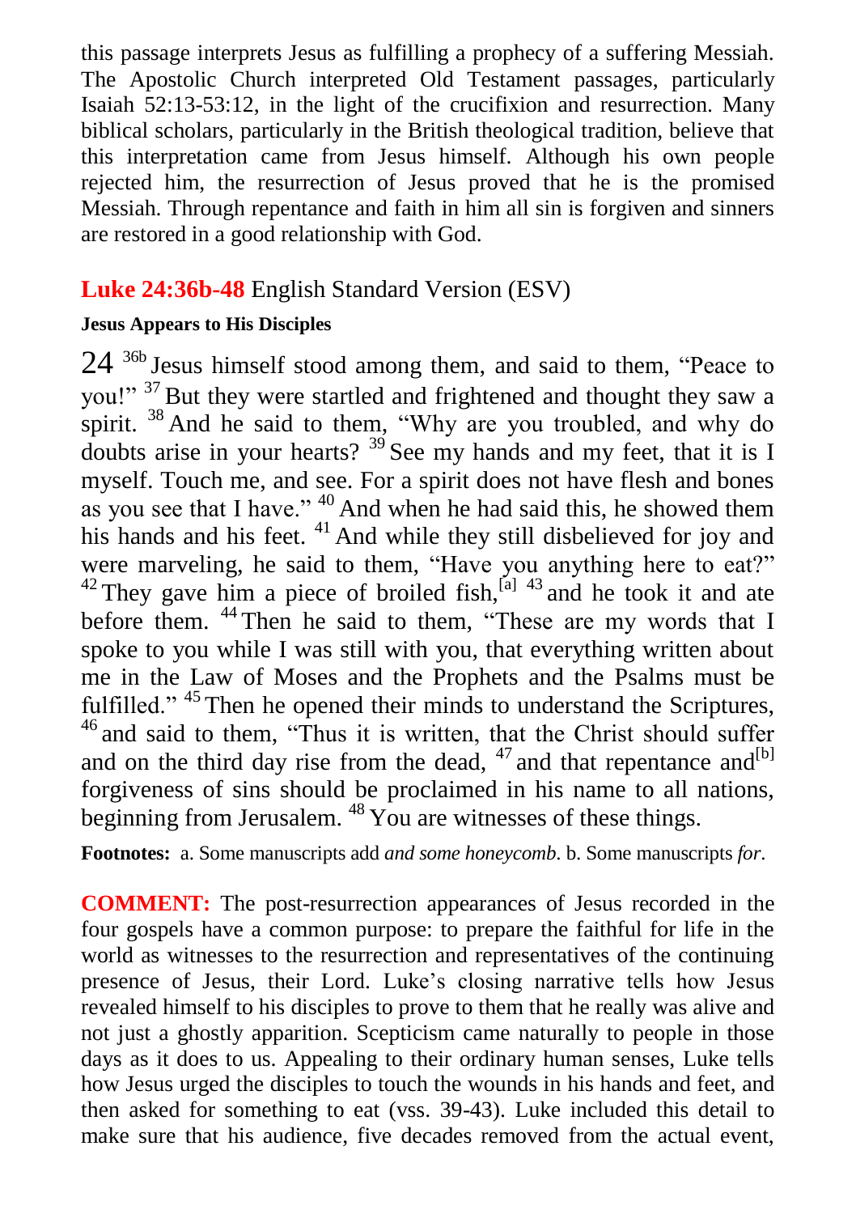this passage interprets Jesus as fulfilling a prophecy of a suffering Messiah. The Apostolic Church interpreted Old Testament passages, particularly Isaiah 52:13-53:12, in the light of the crucifixion and resurrection. Many biblical scholars, particularly in the British theological tradition, believe that this interpretation came from Jesus himself. Although his own people rejected him, the resurrection of Jesus proved that he is the promised Messiah. Through repentance and faith in him all sin is forgiven and sinners are restored in a good relationship with God.

## Luke 24:36b-48 English Standard Version (ESV)

**Jesus Appears to His Disciples**

24 [36b] Jesus himself stood among them, and said to them, "Peace to you!" [37] But they were startled and frightened and thought they saw a spirit. [38] And he said to them, "Why are you troubled, and why do doubts arise in your hearts? [39] See my hands and my feet, that it is I myself. Touch me, and see. For a spirit does not have flesh and bones as you see that I have." [40] And when he had said this, he showed them his hands and his feet. [41] And while they still disbelieved for joy and were marveling, he said to them, "Have you anything here to eat?" [42] They gave him a piece of broiled fish,[a] [43] and he took it and ate before them. [44] Then he said to them, "These are my words that I spoke to you while I was still with you, that everything written about me in the Law of Moses and the Prophets and the Psalms must be fulfilled." [45] Then he opened their minds to understand the Scriptures, [46] and said to them, "Thus it is written, that the Christ should suffer and on the third day rise from the dead, [47] and that repentance and[b] forgiveness of sins should be proclaimed in his name to all nations, beginning from Jerusalem. [48] You are witnesses of these things.

**Footnotes:** a. Some manuscripts add *and some honeycomb*. b. Some manuscripts *for*.

**COMMENT:** The post-resurrection appearances of Jesus recorded in the four gospels have a common purpose: to prepare the faithful for life in the world as witnesses to the resurrection and representatives of the continuing presence of Jesus, their Lord. Luke's closing narrative tells how Jesus revealed himself to his disciples to prove to them that he really was alive and not just a ghostly apparition. Scepticism came naturally to people in those days as it does to us. Appealing to their ordinary human senses, Luke tells how Jesus urged the disciples to touch the wounds in his hands and feet, and then asked for something to eat (vss. 39-43). Luke included this detail to make sure that his audience, five decades removed from the actual event,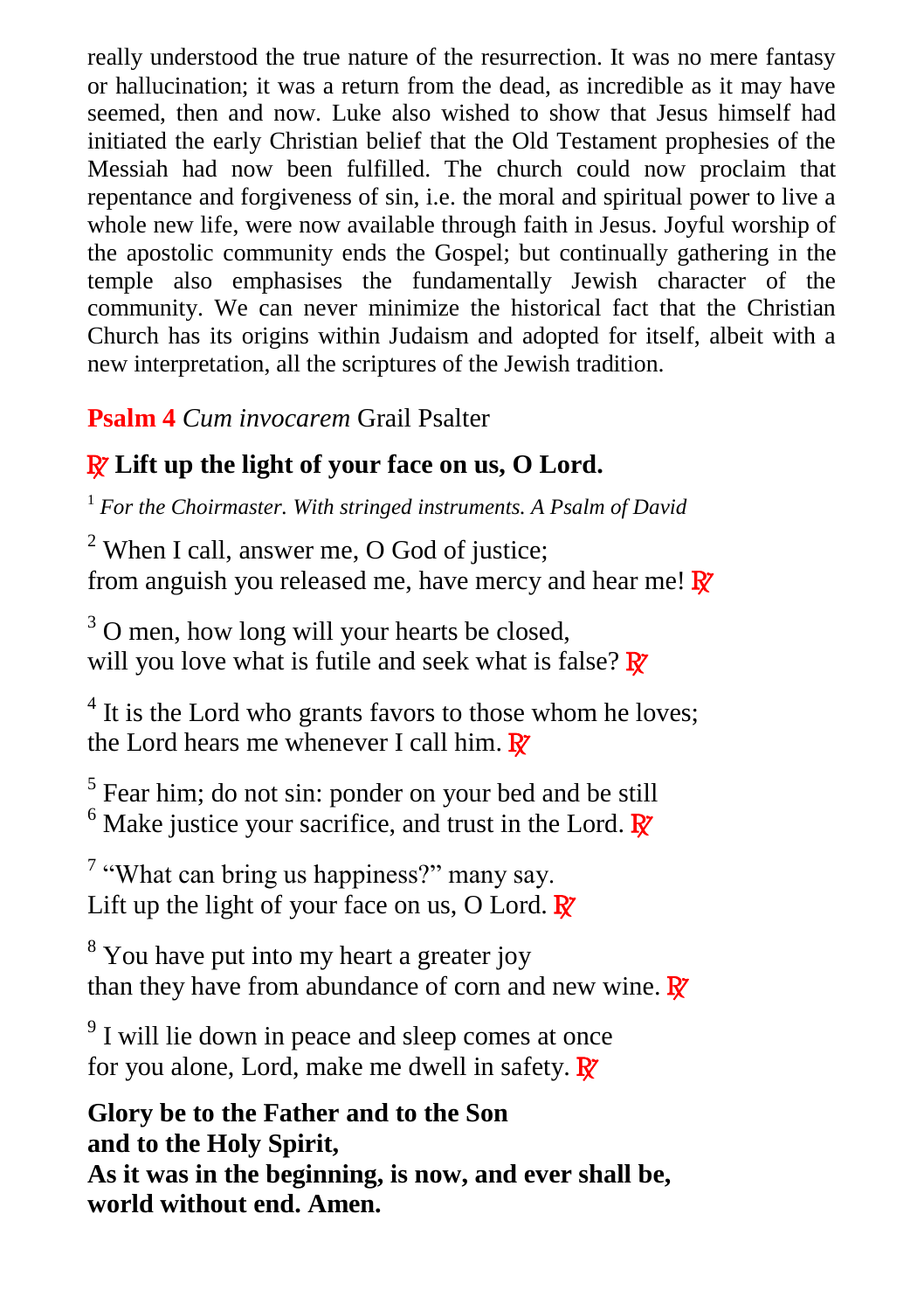really understood the true nature of the resurrection. It was no mere fantasy or hallucination; it was a return from the dead, as incredible as it may have seemed, then and now. Luke also wished to show that Jesus himself had initiated the early Christian belief that the Old Testament prophesies of the Messiah had now been fulfilled. The church could now proclaim that repentance and forgiveness of sin, i.e. the moral and spiritual power to live a whole new life, were now available through faith in Jesus. Joyful worship of the apostolic community ends the Gospel; but continually gathering in the temple also emphasises the fundamentally Jewish character of the community. We can never minimize the historical fact that the Christian Church has its origins within Judaism and adopted for itself, albeit with a new interpretation, all the scriptures of the Jewish tradition.

## **Psalm 4** *Cum invocarem* Grail Psalter

### ℟ **Lift up the light of your face on us, O Lord.**

[1] *For the Choirmaster. With stringed instruments. A Psalm of David*

[2] When I call, answer me, O God of justice;
from anguish you released me, have mercy and hear me! ℟

[3] O men, how long will your hearts be closed,
will you love what is futile and seek what is false? ℟

[4] It is the Lord who grants favors to those whom he loves;
the Lord hears me whenever I call him. ℟

[5] Fear him; do not sin: ponder on your bed and be still
[6] Make justice your sacrifice, and trust in the Lord. ℟

[7] "What can bring us happiness?" many say.
Lift up the light of your face on us, O Lord. ℟

[8] You have put into my heart a greater joy
than they have from abundance of corn and new wine. ℟

[9] I will lie down in peace and sleep comes at once
for you alone, Lord, make me dwell in safety. ℟

**Glory be to the Father and to the Son**
**and to the Holy Spirit,**
**As it was in the beginning, is now, and ever shall be,**
**world without end. Amen.**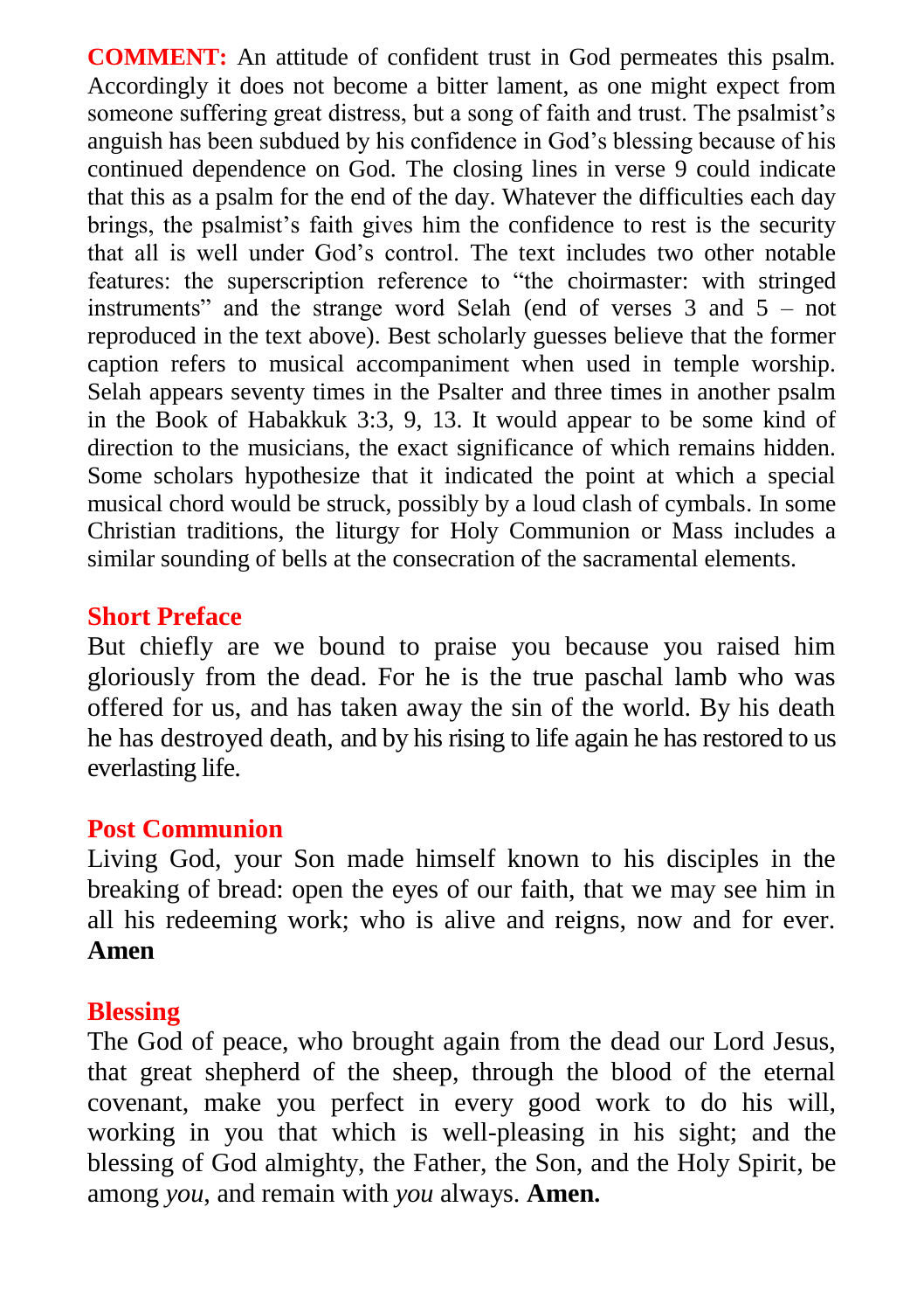**COMMENT:** An attitude of confident trust in God permeates this psalm. Accordingly it does not become a bitter lament, as one might expect from someone suffering great distress, but a song of faith and trust. The psalmist's anguish has been subdued by his confidence in God's blessing because of his continued dependence on God. The closing lines in verse 9 could indicate that this as a psalm for the end of the day. Whatever the difficulties each day brings, the psalmist's faith gives him the confidence to rest is the security that all is well under God's control. The text includes two other notable features: the superscription reference to "the choirmaster: with stringed instruments" and the strange word Selah (end of verses 3 and 5 – not reproduced in the text above). Best scholarly guesses believe that the former caption refers to musical accompaniment when used in temple worship. Selah appears seventy times in the Psalter and three times in another psalm in the Book of Habakkuk 3:3, 9, 13. It would appear to be some kind of direction to the musicians, the exact significance of which remains hidden. Some scholars hypothesize that it indicated the point at which a special musical chord would be struck, possibly by a loud clash of cymbals. In some Christian traditions, the liturgy for Holy Communion or Mass includes a similar sounding of bells at the consecration of the sacramental elements.

## Short Preface

But chiefly are we bound to praise you because you raised him gloriously from the dead. For he is the true paschal lamb who was offered for us, and has taken away the sin of the world. By his death he has destroyed death, and by his rising to life again he has restored to us everlasting life.

## Post Communion

Living God, your Son made himself known to his disciples in the breaking of bread: open the eyes of our faith, that we may see him in all his redeeming work; who is alive and reigns, now and for ever. **Amen**

## Blessing

The God of peace, who brought again from the dead our Lord Jesus, that great shepherd of the sheep, through the blood of the eternal covenant, make you perfect in every good work to do his will, working in you that which is well-pleasing in his sight; and the blessing of God almighty, the Father, the Son, and the Holy Spirit, be among *you*, and remain with *you* always. **Amen.**